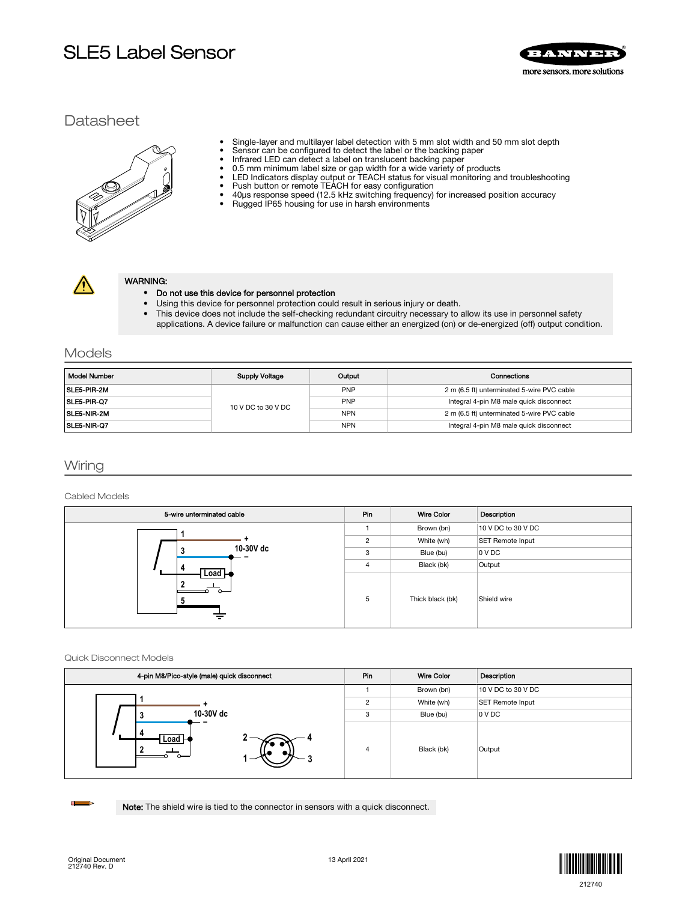# SLE5 Label Sensor

## Datasheet

- Single-layer and multilayer label detection with 5 mm slot width and 50 mm slot depth
- Sensor can be configured to detect the label or the backing paper
- Infrared LED can detect a label on translucent backing paper
- 0.5 mm minimum label size or gap width for a wide variety of products
- LED Indicators display output or TEACH status for visual monitoring and troubleshooting
- Push button or remote TEACH for easy configuration
- 40µs response speed (12.5 kHz switching frequency) for increased position accuracy
- Rugged IP65 housing for use in harsh environments

**WARNING:**
- **Do not use this device for personnel protection**
- Using this device for personnel protection could result in serious injury or death.
- This device does not include the self-checking redundant circuitry necessary to allow its use in personnel safety applications. A device failure or malfunction can cause either an energized (on) or de-energized (off) output condition.

## Models

| Model Number | Supply Voltage | Output | Connections |
|---|---|---|---|
| SLE5-PIR-2M | 10 V DC to 30 V DC | PNP | 2 m (6.5 ft) unterminated 5-wire PVC cable |
| SLE5-PIR-Q7 | | PNP | Integral 4-pin M8 male quick disconnect |
| SLE5-NIR-2M | | NPN | 2 m (6.5 ft) unterminated 5-wire PVC cable |
| SLE5-NIR-Q7 | | NPN | Integral 4-pin M8 male quick disconnect |

## Wiring

### Cabled Models

| 5-wire unterminated cable | Pin | Wire Color | Description |
|---|---|---|---|
| | 1 | Brown (bn) | 10 V DC to 30 V DC |
| | 2 | White (wh) | SET Remote Input |
| | 3 | Blue (bu) | 0 V DC |
| | 4 | Black (bk) | Output |
| | 5 | Thick black (bk) | Shield wire |

### Quick Disconnect Models

| 4-pin M8/Pico-style (male) quick disconnect | Pin | Wire Color | Description |
|---|---|---|---|
| | 1 | Brown (bn) | 10 V DC to 30 V DC |
| | 2 | White (wh) | SET Remote Input |
| | 3 | Blue (bu) | 0 V DC |
| | 4 | Black (bk) | Output |

**Note:** The shield wire is tied to the connector in sensors with a quick disconnect.

Original Document
212740 Rev. D

13 April 2021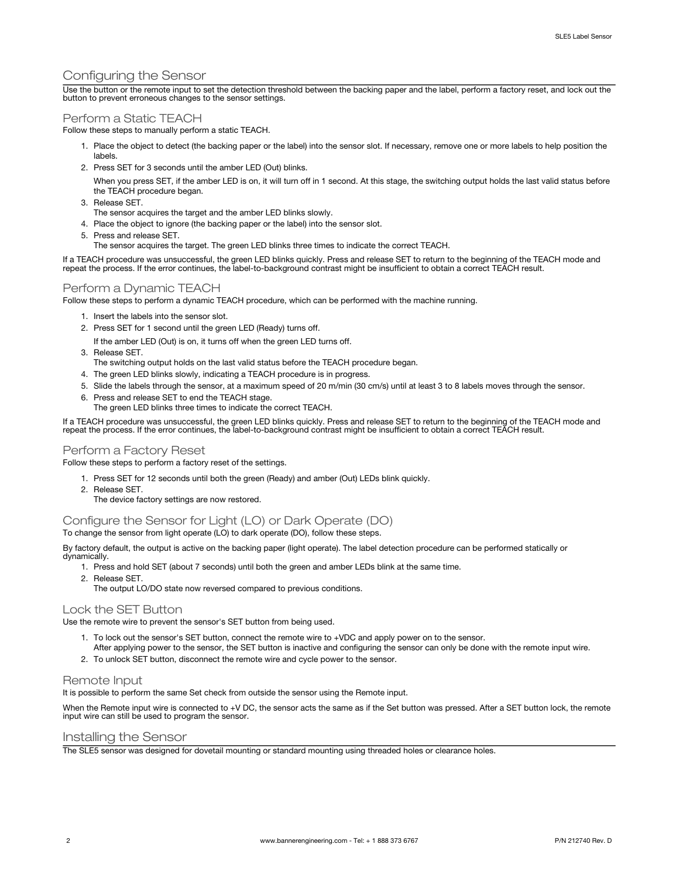## Configuring the Sensor

Use the button or the remote input to set the detection threshold between the backing paper and the label, perform a factory reset, and lock out the button to prevent erroneous changes to the sensor settings.

### Perform a Static TEACH

Follow these steps to manually perform a static TEACH.

1. Place the object to detect (the backing paper or the label) into the sensor slot. If necessary, remove one or more labels to help position the labels.
2. Press SET for 3 seconds until the amber LED (Out) blinks.

   When you press SET, if the amber LED is on, it will turn off in 1 second. At this stage, the switching output holds the last valid status before the TEACH procedure began.
3. Release SET.
   The sensor acquires the target and the amber LED blinks slowly.
4. Place the object to ignore (the backing paper or the label) into the sensor slot.
5. Press and release SET.
   The sensor acquires the target. The green LED blinks three times to indicate the correct TEACH.

If a TEACH procedure was unsuccessful, the green LED blinks quickly. Press and release SET to return to the beginning of the TEACH mode and repeat the process. If the error continues, the label-to-background contrast might be insufficient to obtain a correct TEACH result.

### Perform a Dynamic TEACH

Follow these steps to perform a dynamic TEACH procedure, which can be performed with the machine running.

1. Insert the labels into the sensor slot.
2. Press SET for 1 second until the green LED (Ready) turns off.

   If the amber LED (Out) is on, it turns off when the green LED turns off.
3. Release SET.
   The switching output holds on the last valid status before the TEACH procedure began.
4. The green LED blinks slowly, indicating a TEACH procedure is in progress.
5. Slide the labels through the sensor, at a maximum speed of 20 m/min (30 cm/s) until at least 3 to 8 labels moves through the sensor.
6. Press and release SET to end the TEACH stage.
   The green LED blinks three times to indicate the correct TEACH.

If a TEACH procedure was unsuccessful, the green LED blinks quickly. Press and release SET to return to the beginning of the TEACH mode and repeat the process. If the error continues, the label-to-background contrast might be insufficient to obtain a correct TEACH result.

### Perform a Factory Reset

Follow these steps to perform a factory reset of the settings.

1. Press SET for 12 seconds until both the green (Ready) and amber (Out) LEDs blink quickly.
2. Release SET.
   The device factory settings are now restored.

### Configure the Sensor for Light (LO) or Dark Operate (DO)

To change the sensor from light operate (LO) to dark operate (DO), follow these steps.

By factory default, the output is active on the backing paper (light operate). The label detection procedure can be performed statically or dynamically.

1. Press and hold SET (about 7 seconds) until both the green and amber LEDs blink at the same time.
2. Release SET.
   The output LO/DO state now reversed compared to previous conditions.

### Lock the SET Button

Use the remote wire to prevent the sensor's SET button from being used.

1. To lock out the sensor's SET button, connect the remote wire to +VDC and apply power on to the sensor.
   After applying power to the sensor, the SET button is inactive and configuring the sensor can only be done with the remote input wire.
2. To unlock SET button, disconnect the remote wire and cycle power to the sensor.

### Remote Input

It is possible to perform the same Set check from outside the sensor using the Remote input.

When the Remote input wire is connected to +V DC, the sensor acts the same as if the Set button was pressed. After a SET button lock, the remote input wire can still be used to program the sensor.

## Installing the Sensor

The SLE5 sensor was designed for dovetail mounting or standard mounting using threaded holes or clearance holes.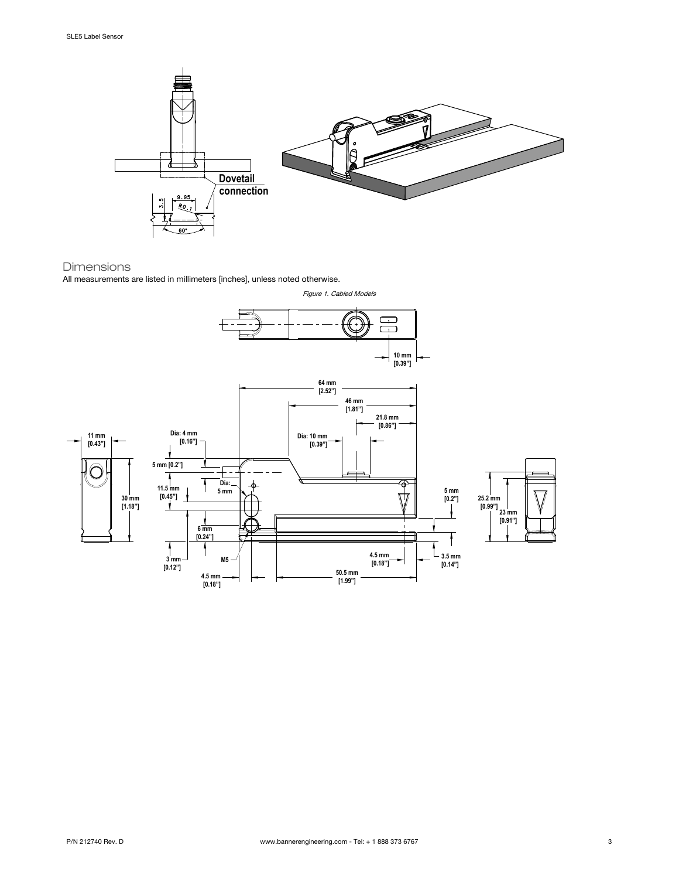Dovetail connection

## Dimensions

All measurements are listed in millimeters [inches], unless noted otherwise.

*Figure 1. Cabled Models*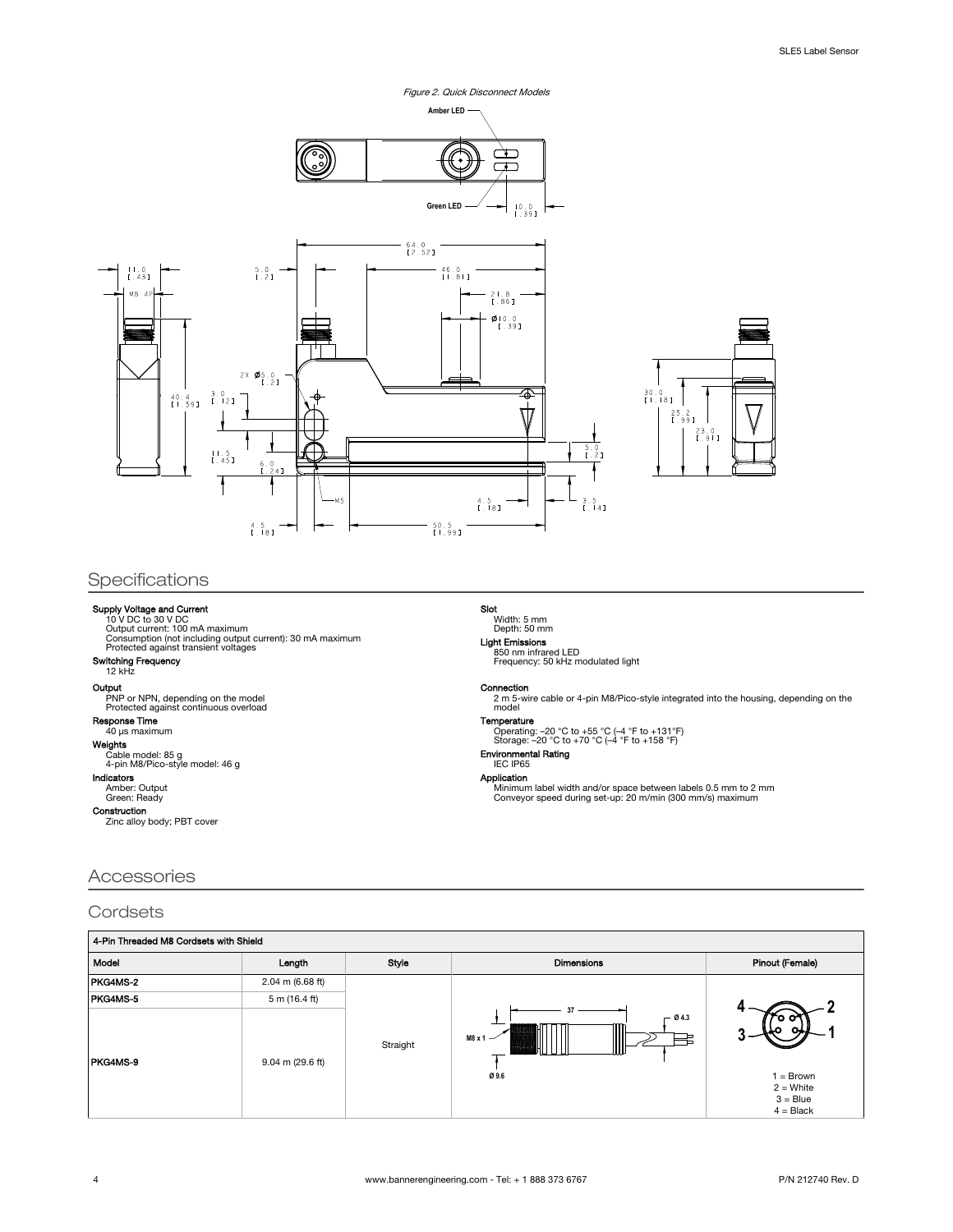*Figure 2. Quick Disconnect Models*

## Specifications

**Supply Voltage and Current**
10 V DC to 30 V DC
Output current: 100 mA maximum
Consumption (not including output current): 30 mA maximum
Protected against transient voltages

**Switching Frequency**
12 kHz

**Output**
PNP or NPN, depending on the model
Protected against continuous overload

**Response Time**
40 µs maximum

**Weights**
Cable model: 85 g
4-pin M8/Pico-style model: 46 g

**Indicators**
Amber: Output
Green: Ready

**Construction**
Zinc alloy body; PBT cover

**Slot**
Width: 5 mm
Depth: 50 mm

**Light Emissions**
850 nm infrared LED
Frequency: 50 kHz modulated light

**Connection**
2 m 5-wire cable or 4-pin M8/Pico-style integrated into the housing, depending on the model

**Temperature**
Operating: –20 °C to +55 °C (–4 °F to +131°F)
Storage: –20 °C to +70 °C (–4 °F to +158 °F)

**Environmental Rating**
IEC IP65

**Application**
Minimum label width and/or space between labels 0.5 mm to 2 mm
Conveyor speed during set-up: 20 m/min (300 mm/s) maximum

## Accessories

### Cordsets

| 4-Pin Threaded M8 Cordsets with Shield | | | | |
|---|---|---|---|---|
| Model | Length | Style | Dimensions | Pinout (Female) |
| PKG4MS-2 | 2.04 m (6.68 ft) | Straight | 37; M8 x 1; Ø 4.3; Ø 9.6 | 1 = Brown<br>2 = White<br>3 = Blue<br>4 = Black |
| PKG4MS-5 | 5 m (16.4 ft) | | | |
| PKG4MS-9 | 9.04 m (29.6 ft) | | | |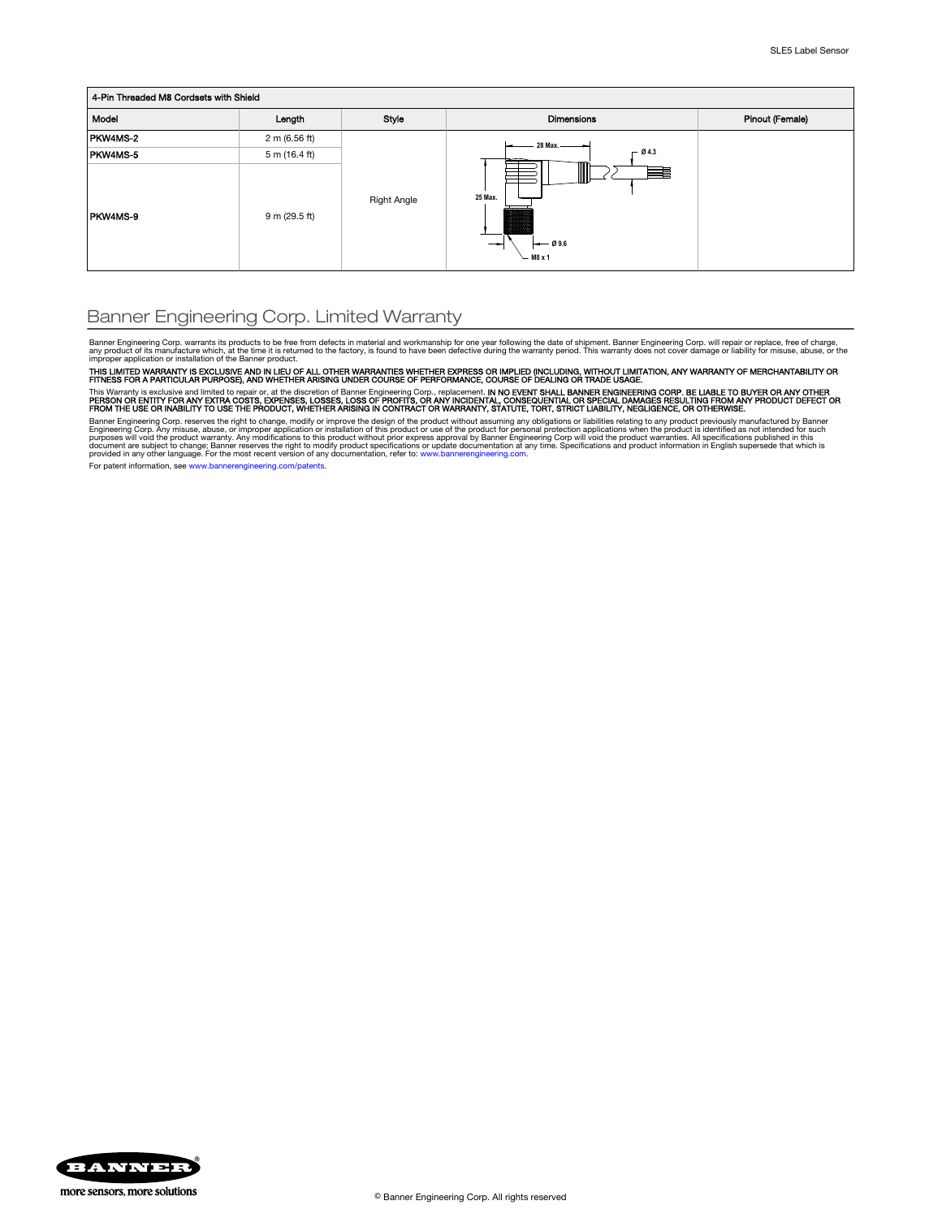| 4-Pin Threaded M8 Cordsets with Shield | | | | |
|---|---|---|---|---|
| Model | Length | Style | Dimensions | Pinout (Female) |
| PKW4MS-2 | 2 m (6.56 ft) | Right Angle | 28 Max.<br>Ø 4.3<br>25 Max.<br>Ø 9.6<br>M8 x 1 | |
| PKW4MS-5 | 5 m (16.4 ft) | | | |
| PKW4MS-9 | 9 m (29.5 ft) | | | |

## Banner Engineering Corp. Limited Warranty

Banner Engineering Corp. warrants its products to be free from defects in material and workmanship for one year following the date of shipment. Banner Engineering Corp. will repair or replace, free of charge, any product of its manufacture which, at the time it is returned to the factory, is found to have been defective during the warranty period. This warranty does not cover damage or liability for misuse, abuse, or the improper application or installation of the Banner product.

**THIS LIMITED WARRANTY IS EXCLUSIVE AND IN LIEU OF ALL OTHER WARRANTIES WHETHER EXPRESS OR IMPLIED (INCLUDING, WITHOUT LIMITATION, ANY WARRANTY OF MERCHANTABILITY OR FITNESS FOR A PARTICULAR PURPOSE), AND WHETHER ARISING UNDER COURSE OF PERFORMANCE, COURSE OF DEALING OR TRADE USAGE.**

This Warranty is exclusive and limited to repair or, at the discretion of Banner Engineering Corp., replacement. **IN NO EVENT SHALL BANNER ENGINEERING CORP. BE LIABLE TO BUYER OR ANY OTHER PERSON OR ENTITY FOR ANY EXTRA COSTS, EXPENSES, LOSSES, LOSS OF PROFITS, OR ANY INCIDENTAL, CONSEQUENTIAL OR SPECIAL DAMAGES RESULTING FROM ANY PRODUCT DEFECT OR FROM THE USE OR INABILITY TO USE THE PRODUCT, WHETHER ARISING IN CONTRACT OR WARRANTY, STATUTE, TORT, STRICT LIABILITY, NEGLIGENCE, OR OTHERWISE.**

Banner Engineering Corp. reserves the right to change, modify or improve the design of the product without assuming any obligations or liabilities relating to any product previously manufactured by Banner Engineering Corp. Any misuse, abuse, or improper application or installation of this product or use of the product for personal protection applications when the product is identified as not intended for such purposes will void the product warranty. Any modifications to this product without prior express approval by Banner Engineering Corp will void the product warranties. All specifications published in this document are subject to change; Banner reserves the right to modify product specifications or update documentation at any time. Specifications and product information in English supersede that which is provided in any other language. For the most recent version of any documentation, refer to: www.bannerengineering.com.

For patent information, see www.bannerengineering.com/patents.